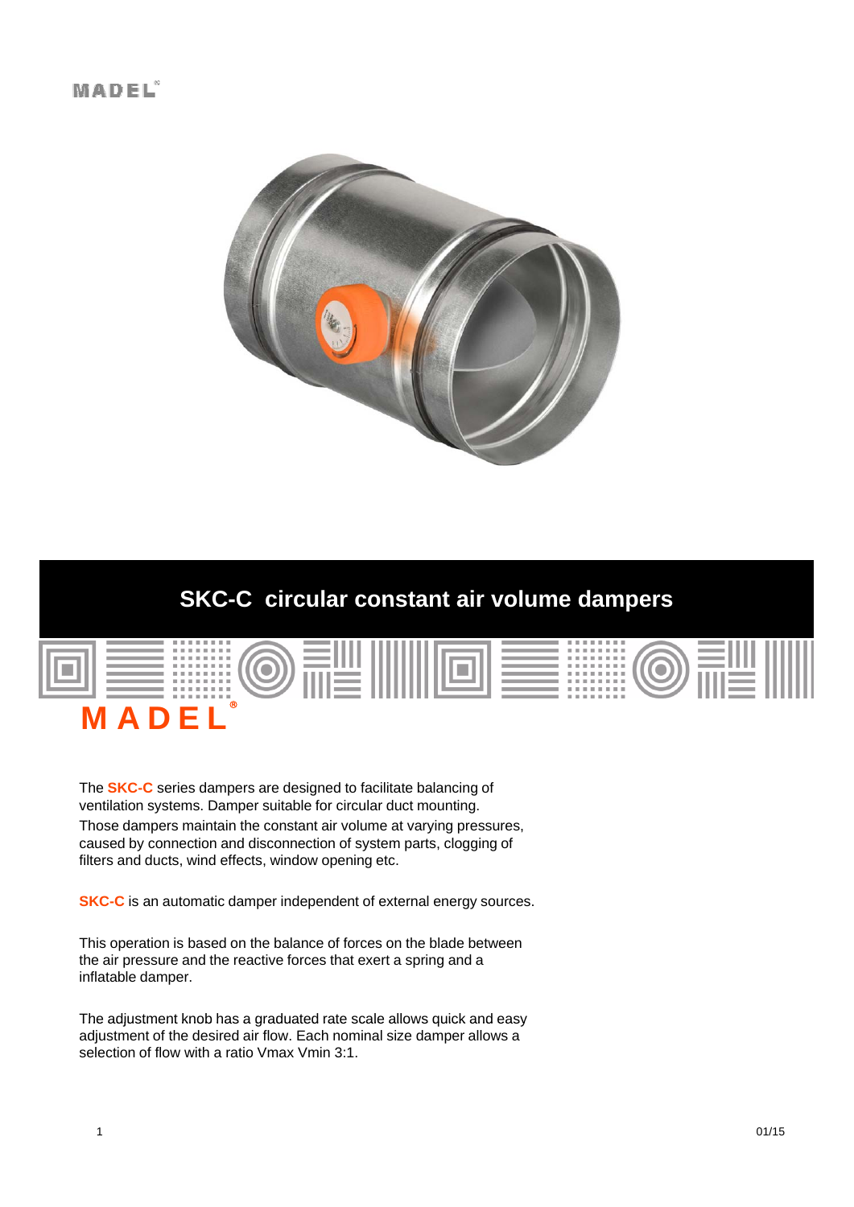# SKC-C circular constant air volume dampers

The **SKC-C** series dampers are designed to facilitate balancing of ventilation systems. Damper suitable for circular duct mounting.
Those dampers maintain the constant air volume at varying pressures, caused by connection and disconnection of system parts, clogging of filters and ducts, wind effects, window opening etc.

**SKC-C** is an automatic damper independent of external energy sources.

This operation is based on the balance of forces on the blade between the air pressure and the reactive forces that exert a spring and a inflatable damper.

The adjustment knob has a graduated rate scale allows quick and easy adjustment of the desired air flow. Each nominal size damper allows a selection of flow with a ratio Vmax Vmin 3:1.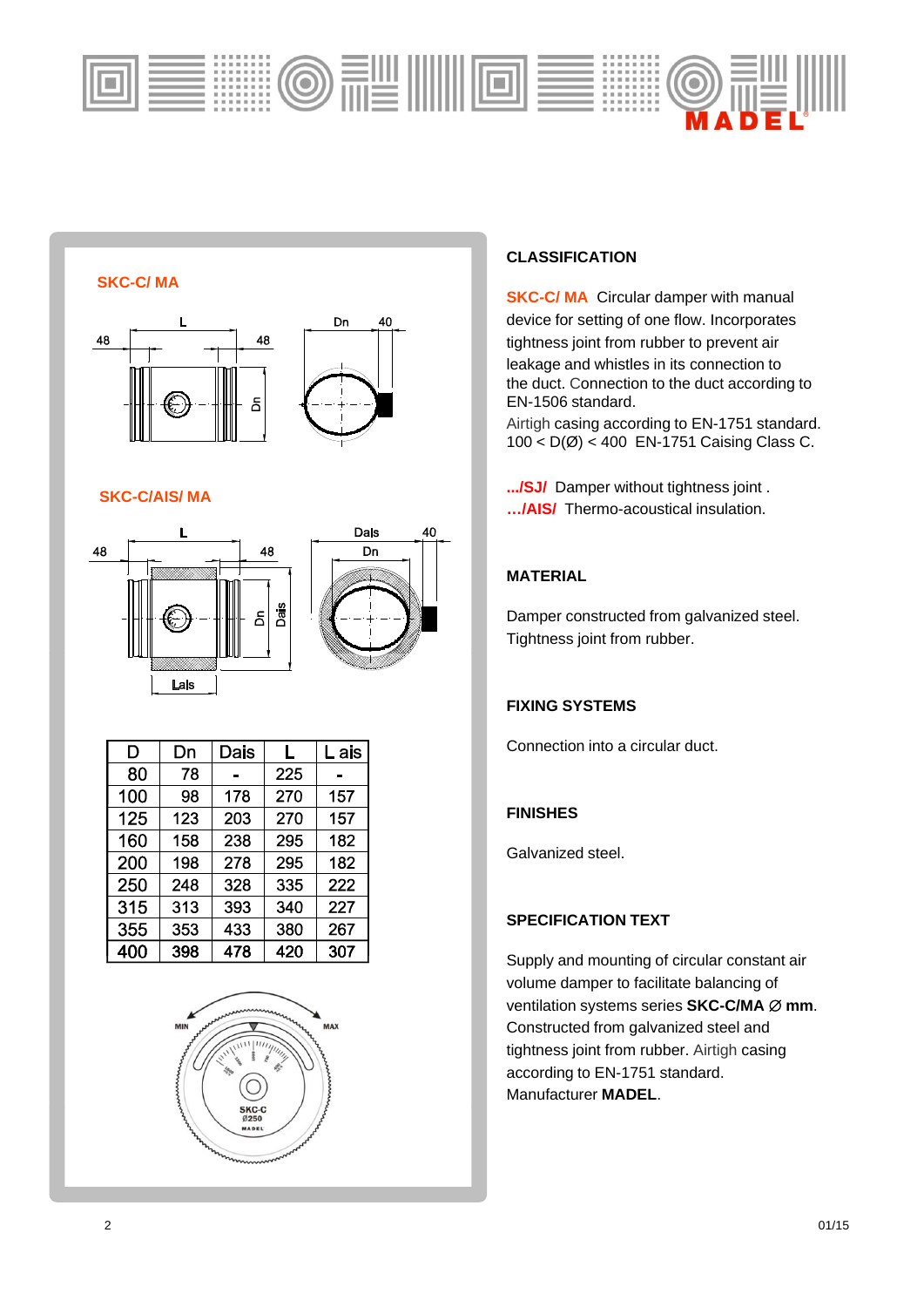SKC-C/ MA

SKC-C/AIS/ MA

| D | Dn | Dais | L | L ais |
|---|---|---|---|---|
| 80 | 78 | - | 225 | - |
| 100 | 98 | 178 | 270 | 157 |
| 125 | 123 | 203 | 270 | 157 |
| 160 | 158 | 238 | 295 | 182 |
| 200 | 198 | 278 | 295 | 182 |
| 250 | 248 | 328 | 335 | 222 |
| 315 | 313 | 393 | 340 | 227 |
| 355 | 353 | 433 | 380 | 267 |
| 400 | 398 | 478 | 420 | 307 |

## CLASSIFICATION

**SKC-C/ MA** Circular damper with manual device for setting of one flow. Incorporates tightness joint from rubber to prevent air leakage and whistles in its connection to the duct. Connection to the duct according to EN-1506 standard.

Airtigh casing according to EN-1751 standard. 100 < D(Ø) < 400 EN-1751 Caising Class C.

**.../SJ/** Damper without tightness joint .
**…/AIS/** Thermo-acoustical insulation.

## MATERIAL

Damper constructed from galvanized steel. Tightness joint from rubber.

## FIXING SYSTEMS

Connection into a circular duct.

## FINISHES

Galvanized steel.

## SPECIFICATION TEXT

Supply and mounting of circular constant air volume damper to facilitate balancing of ventilation systems series **SKC-C/MA ∅ mm**. Constructed from galvanized steel and tightness joint from rubber. Airtigh casing according to EN-1751 standard. Manufacturer **MADEL**.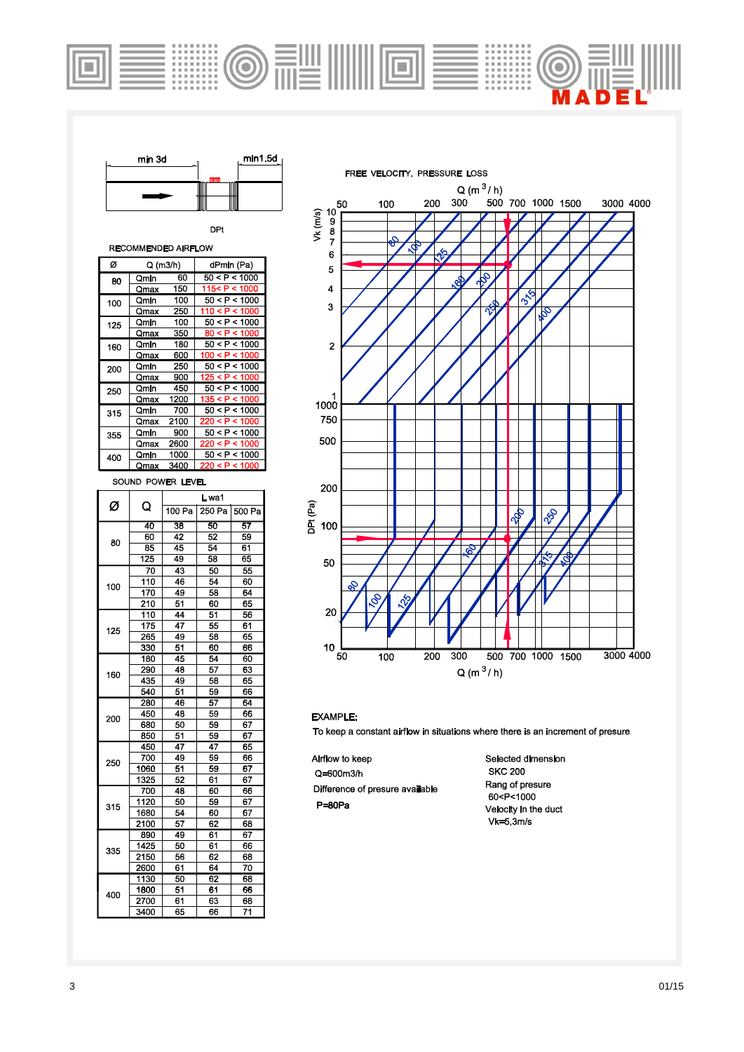min 3d

min1.5d

DPt

RECOMMENDED AIRFLOW

| Ø | Q (m3/h) | | dPmin (Pa) |
|---|---|---|---|
| 80 | Qmin | 60 | 50 < P < 1000 |
| | Qmax | 150 | 115< P < 1000 |
| 100 | Qmin | 100 | 50 < P < 1000 |
| | Qmax | 250 | 110 < P < 1000 |
| 125 | Qmin | 100 | 50 < P < 1000 |
| | Qmax | 350 | 80 < P < 1000 |
| 160 | Qmin | 180 | 50 < P < 1000 |
| | Qmax | 600 | 100 < P < 1000 |
| 200 | Qmin | 250 | 50 < P < 1000 |
| | Qmax | 900 | 125 < P < 1000 |
| 250 | Qmin | 450 | 50 < P < 1000 |
| | Qmax | 1200 | 135 < P < 1000 |
| 315 | Qmin | 700 | 50 < P < 1000 |
| | Qmax | 2100 | 220 < P < 1000 |
| 355 | Qmin | 900 | 50 < P < 1000 |
| | Qmax | 2600 | 220 < P < 1000 |
| 400 | Qmin | 1000 | 50 < P < 1000 |
| | Qmax | 3400 | 220 < P < 1000 |

SOUND POWER LEVEL

| Ø | Q | Lwa1 | | |
|---|---|---|---|---|
| | | 100 Pa | 250 Pa | 500 Pa |
| 80 | 40 | 38 | 50 | 57 |
| | 60 | 42 | 52 | 59 |
| | 85 | 45 | 54 | 61 |
| | 125 | 49 | 58 | 65 |
| 100 | 70 | 43 | 50 | 55 |
| | 110 | 46 | 54 | 60 |
| | 170 | 49 | 58 | 64 |
| | 210 | 51 | 60 | 65 |
| 125 | 110 | 44 | 51 | 56 |
| | 175 | 47 | 55 | 61 |
| | 265 | 49 | 58 | 65 |
| | 330 | 51 | 60 | 66 |
| 160 | 180 | 45 | 54 | 60 |
| | 290 | 48 | 57 | 63 |
| | 435 | 49 | 58 | 65 |
| | 540 | 51 | 59 | 66 |
| 200 | 280 | 46 | 57 | 64 |
| | 450 | 48 | 59 | 66 |
| | 680 | 50 | 59 | 67 |
| | 850 | 51 | 59 | 67 |
| 250 | 450 | 47 | 47 | 65 |
| | 700 | 49 | 59 | 66 |
| | 1060 | 51 | 59 | 67 |
| | 1325 | 52 | 61 | 67 |
| 315 | 700 | 48 | 60 | 66 |
| | 1120 | 50 | 59 | 67 |
| | 1680 | 54 | 60 | 67 |
| | 2100 | 57 | 62 | 68 |
| 335 | 890 | 49 | 61 | 67 |
| | 1425 | 50 | 61 | 66 |
| | 2150 | 56 | 62 | 68 |
| | 2600 | 61 | 64 | 70 |
| 400 | 1130 | 50 | 62 | 68 |
| | 1800 | 51 | 61 | 66 |
| | 2700 | 61 | 63 | 68 |
| | 3400 | 65 | 66 | 71 |

FREE VELOCITY, PRESSURE LOSS

Q (m³/h)

50 100 200 300 500 700 1000 1500 3000 4000

Vk (m/s)

10 9 8 7 6 5 4 3 2 1

80 100 125 160 200 250 315 400

DPt (Pa)

1000 750 500 200 100 50 20 10

200 250 80 100 125 160 315 400

50 100 200 300 500 700 1000 1500 3000 4000

Q (m³/h)

EXAMPLE:

To keep a constant airflow in situations where there is an increment of presure

Airflow to keep

Q=600m3/h

Difference of presure available

P=80Pa

Selected dimension

SKC 200

Rang of presure

60<P<1000

Velocity in the duct

Vk=5,3m/s